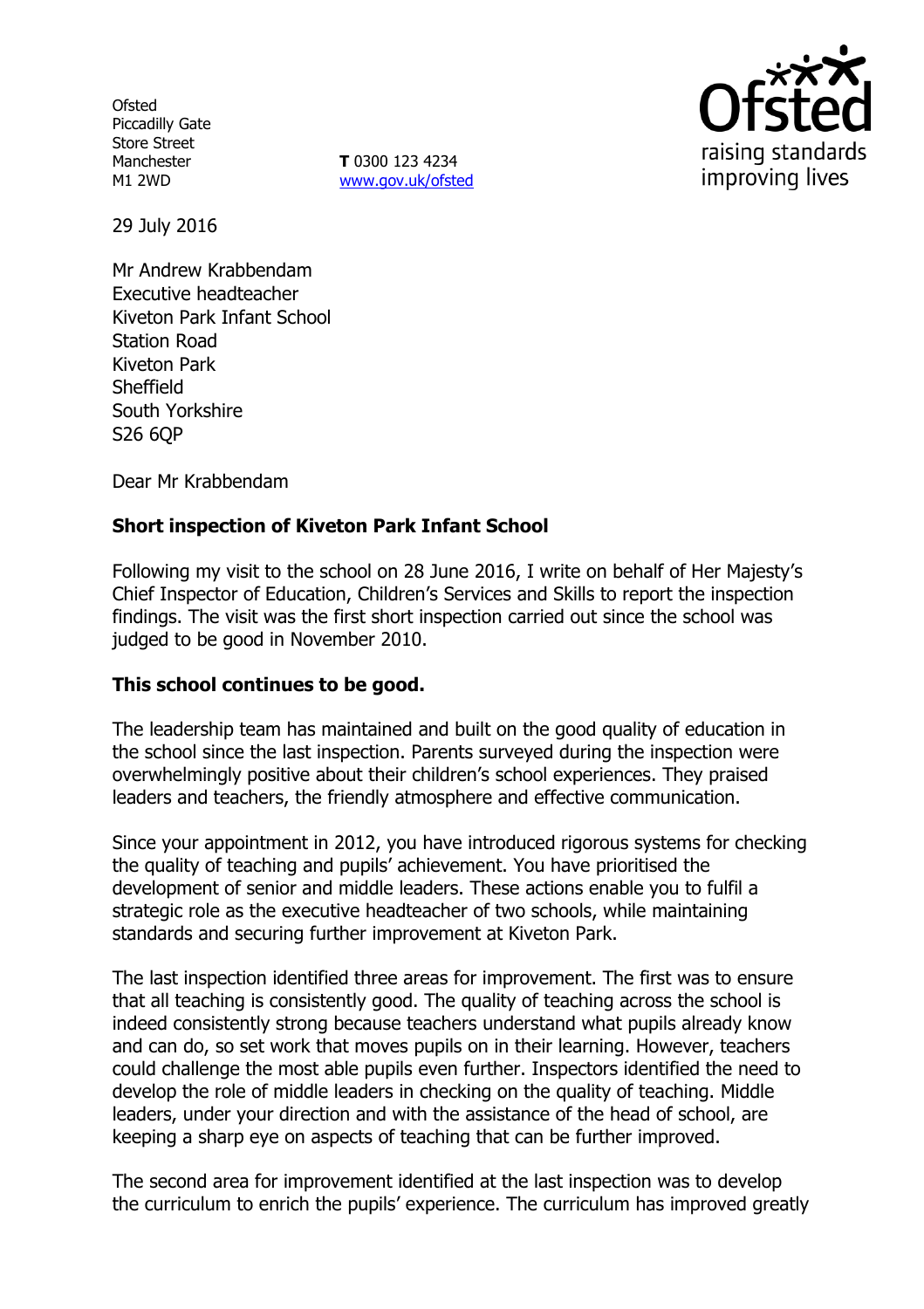Ofsted
Piccadilly Gate
Store Street
Manchester
M1 2WD

**T** 0300 123 4234
www.gov.uk/ofsted

29 July 2016

Mr Andrew Krabbendam
Executive headteacher
Kiveton Park Infant School
Station Road
Kiveton Park
Sheffield
South Yorkshire
S26 6QP

Dear Mr Krabbendam

**Short inspection of Kiveton Park Infant School**

Following my visit to the school on 28 June 2016, I write on behalf of Her Majesty's Chief Inspector of Education, Children's Services and Skills to report the inspection findings. The visit was the first short inspection carried out since the school was judged to be good in November 2010.

**This school continues to be good.**

The leadership team has maintained and built on the good quality of education in the school since the last inspection. Parents surveyed during the inspection were overwhelmingly positive about their children's school experiences. They praised leaders and teachers, the friendly atmosphere and effective communication.

Since your appointment in 2012, you have introduced rigorous systems for checking the quality of teaching and pupils' achievement. You have prioritised the development of senior and middle leaders. These actions enable you to fulfil a strategic role as the executive headteacher of two schools, while maintaining standards and securing further improvement at Kiveton Park.

The last inspection identified three areas for improvement. The first was to ensure that all teaching is consistently good. The quality of teaching across the school is indeed consistently strong because teachers understand what pupils already know and can do, so set work that moves pupils on in their learning. However, teachers could challenge the most able pupils even further. Inspectors identified the need to develop the role of middle leaders in checking on the quality of teaching. Middle leaders, under your direction and with the assistance of the head of school, are keeping a sharp eye on aspects of teaching that can be further improved.

The second area for improvement identified at the last inspection was to develop the curriculum to enrich the pupils' experience. The curriculum has improved greatly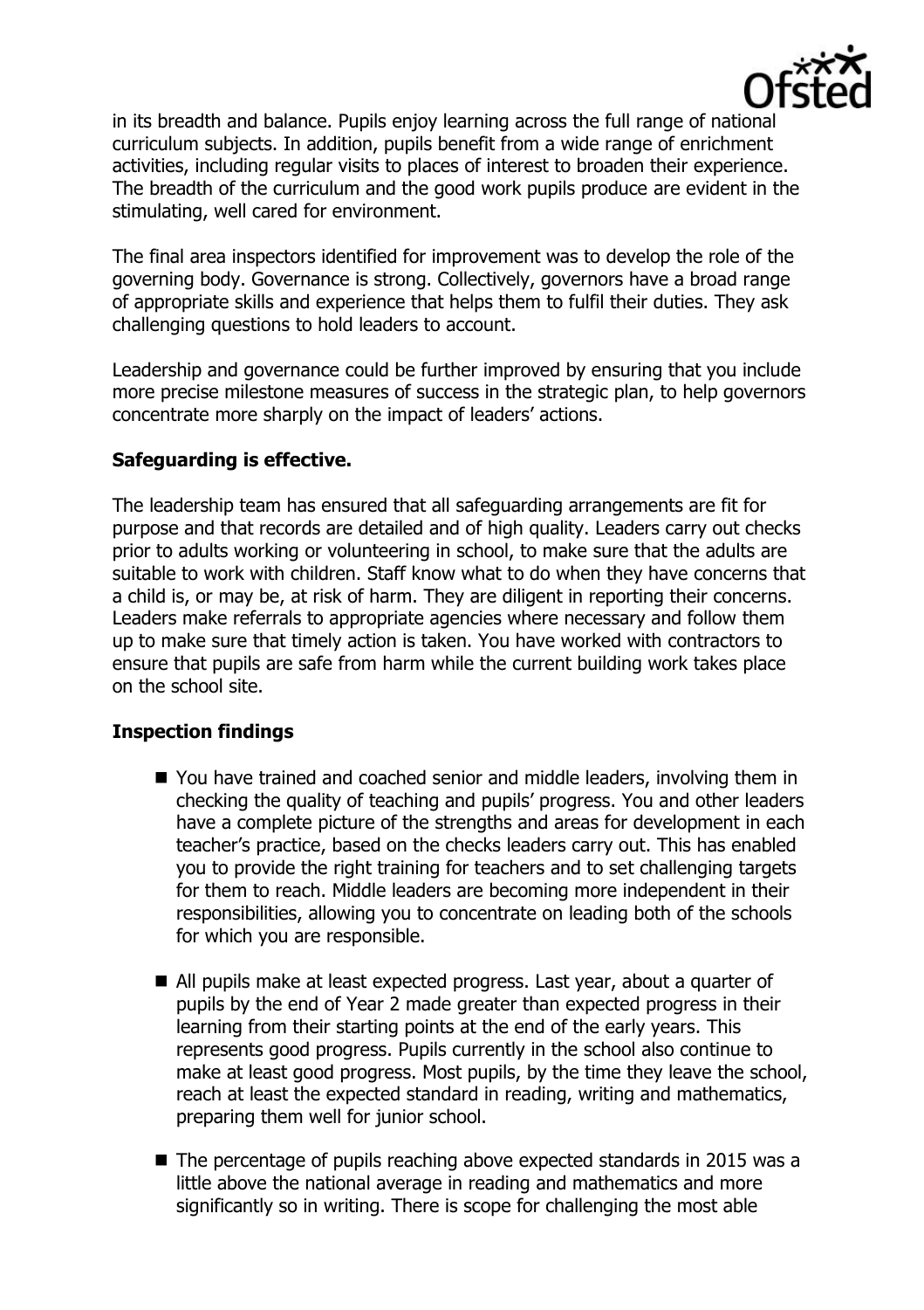in its breadth and balance. Pupils enjoy learning across the full range of national curriculum subjects. In addition, pupils benefit from a wide range of enrichment activities, including regular visits to places of interest to broaden their experience. The breadth of the curriculum and the good work pupils produce are evident in the stimulating, well cared for environment.

The final area inspectors identified for improvement was to develop the role of the governing body. Governance is strong. Collectively, governors have a broad range of appropriate skills and experience that helps them to fulfil their duties. They ask challenging questions to hold leaders to account.

Leadership and governance could be further improved by ensuring that you include more precise milestone measures of success in the strategic plan, to help governors concentrate more sharply on the impact of leaders' actions.

**Safeguarding is effective.**

The leadership team has ensured that all safeguarding arrangements are fit for purpose and that records are detailed and of high quality. Leaders carry out checks prior to adults working or volunteering in school, to make sure that the adults are suitable to work with children. Staff know what to do when they have concerns that a child is, or may be, at risk of harm. They are diligent in reporting their concerns. Leaders make referrals to appropriate agencies where necessary and follow them up to make sure that timely action is taken. You have worked with contractors to ensure that pupils are safe from harm while the current building work takes place on the school site.

**Inspection findings**

- You have trained and coached senior and middle leaders, involving them in checking the quality of teaching and pupils' progress. You and other leaders have a complete picture of the strengths and areas for development in each teacher's practice, based on the checks leaders carry out. This has enabled you to provide the right training for teachers and to set challenging targets for them to reach. Middle leaders are becoming more independent in their responsibilities, allowing you to concentrate on leading both of the schools for which you are responsible.

- All pupils make at least expected progress. Last year, about a quarter of pupils by the end of Year 2 made greater than expected progress in their learning from their starting points at the end of the early years. This represents good progress. Pupils currently in the school also continue to make at least good progress. Most pupils, by the time they leave the school, reach at least the expected standard in reading, writing and mathematics, preparing them well for junior school.

- The percentage of pupils reaching above expected standards in 2015 was a little above the national average in reading and mathematics and more significantly so in writing. There is scope for challenging the most able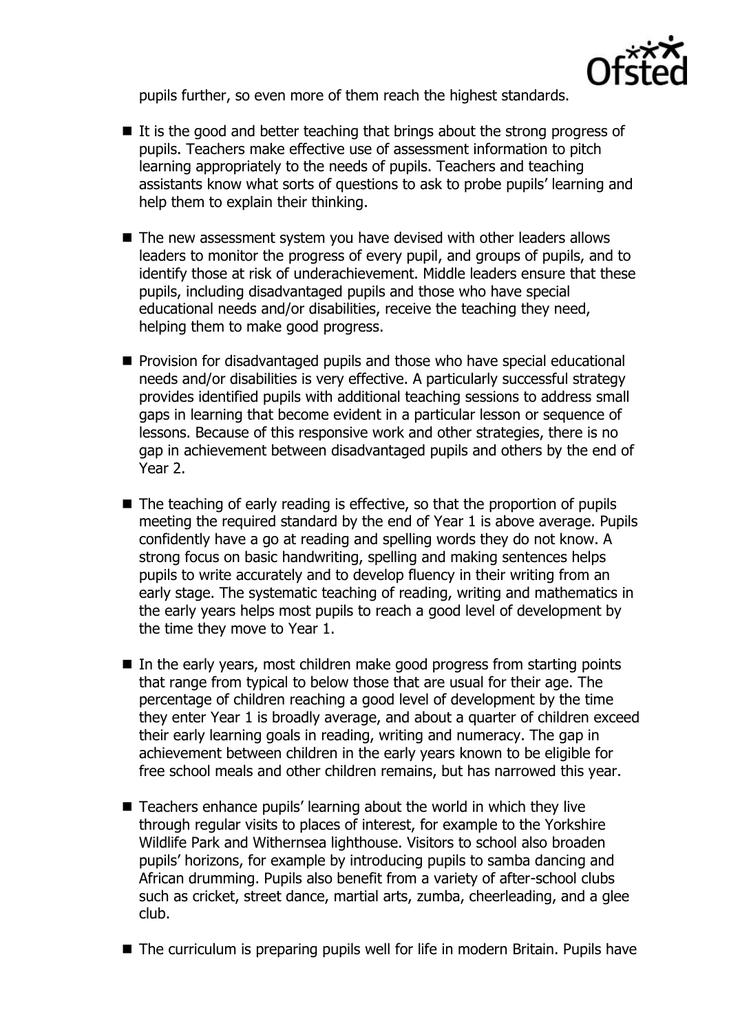pupils further, so even more of them reach the highest standards.

- It is the good and better teaching that brings about the strong progress of pupils. Teachers make effective use of assessment information to pitch learning appropriately to the needs of pupils. Teachers and teaching assistants know what sorts of questions to ask to probe pupils' learning and help them to explain their thinking.

- The new assessment system you have devised with other leaders allows leaders to monitor the progress of every pupil, and groups of pupils, and to identify those at risk of underachievement. Middle leaders ensure that these pupils, including disadvantaged pupils and those who have special educational needs and/or disabilities, receive the teaching they need, helping them to make good progress.

- Provision for disadvantaged pupils and those who have special educational needs and/or disabilities is very effective. A particularly successful strategy provides identified pupils with additional teaching sessions to address small gaps in learning that become evident in a particular lesson or sequence of lessons. Because of this responsive work and other strategies, there is no gap in achievement between disadvantaged pupils and others by the end of Year 2.

- The teaching of early reading is effective, so that the proportion of pupils meeting the required standard by the end of Year 1 is above average. Pupils confidently have a go at reading and spelling words they do not know. A strong focus on basic handwriting, spelling and making sentences helps pupils to write accurately and to develop fluency in their writing from an early stage. The systematic teaching of reading, writing and mathematics in the early years helps most pupils to reach a good level of development by the time they move to Year 1.

- In the early years, most children make good progress from starting points that range from typical to below those that are usual for their age. The percentage of children reaching a good level of development by the time they enter Year 1 is broadly average, and about a quarter of children exceed their early learning goals in reading, writing and numeracy. The gap in achievement between children in the early years known to be eligible for free school meals and other children remains, but has narrowed this year.

- Teachers enhance pupils' learning about the world in which they live through regular visits to places of interest, for example to the Yorkshire Wildlife Park and Withernsea lighthouse. Visitors to school also broaden pupils' horizons, for example by introducing pupils to samba dancing and African drumming. Pupils also benefit from a variety of after-school clubs such as cricket, street dance, martial arts, zumba, cheerleading, and a glee club.

- The curriculum is preparing pupils well for life in modern Britain. Pupils have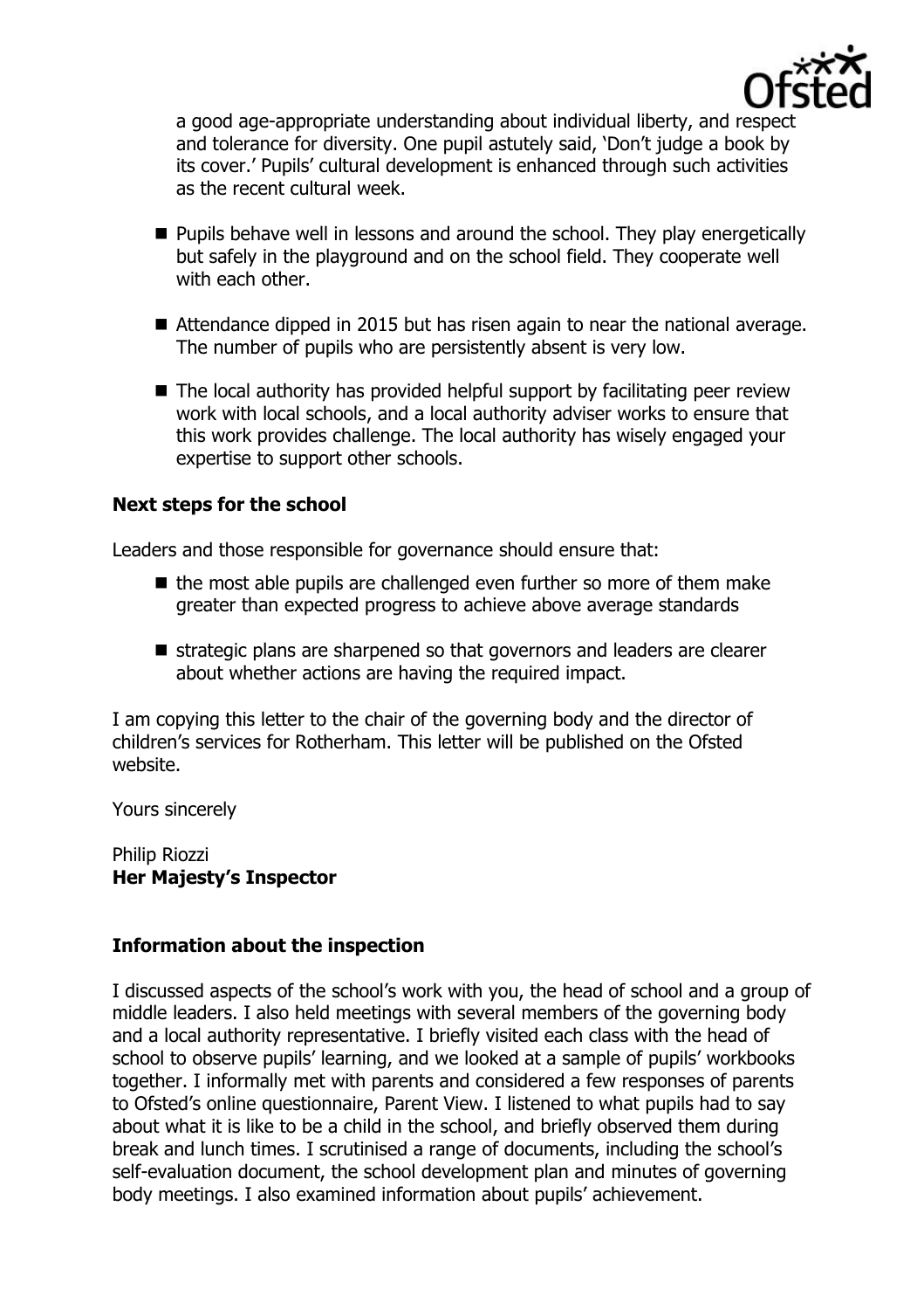a good age-appropriate understanding about individual liberty, and respect and tolerance for diversity. One pupil astutely said, 'Don't judge a book by its cover.' Pupils' cultural development is enhanced through such activities as the recent cultural week.

- Pupils behave well in lessons and around the school. They play energetically but safely in the playground and on the school field. They cooperate well with each other.
- Attendance dipped in 2015 but has risen again to near the national average. The number of pupils who are persistently absent is very low.
- The local authority has provided helpful support by facilitating peer review work with local schools, and a local authority adviser works to ensure that this work provides challenge. The local authority has wisely engaged your expertise to support other schools.

### Next steps for the school

Leaders and those responsible for governance should ensure that:

- the most able pupils are challenged even further so more of them make greater than expected progress to achieve above average standards
- strategic plans are sharpened so that governors and leaders are clearer about whether actions are having the required impact.

I am copying this letter to the chair of the governing body and the director of children's services for Rotherham. This letter will be published on the Ofsted website.

Yours sincerely

Philip Riozzi
**Her Majesty's Inspector**

### Information about the inspection

I discussed aspects of the school's work with you, the head of school and a group of middle leaders. I also held meetings with several members of the governing body and a local authority representative. I briefly visited each class with the head of school to observe pupils' learning, and we looked at a sample of pupils' workbooks together. I informally met with parents and considered a few responses of parents to Ofsted's online questionnaire, Parent View. I listened to what pupils had to say about what it is like to be a child in the school, and briefly observed them during break and lunch times. I scrutinised a range of documents, including the school's self-evaluation document, the school development plan and minutes of governing body meetings. I also examined information about pupils' achievement.